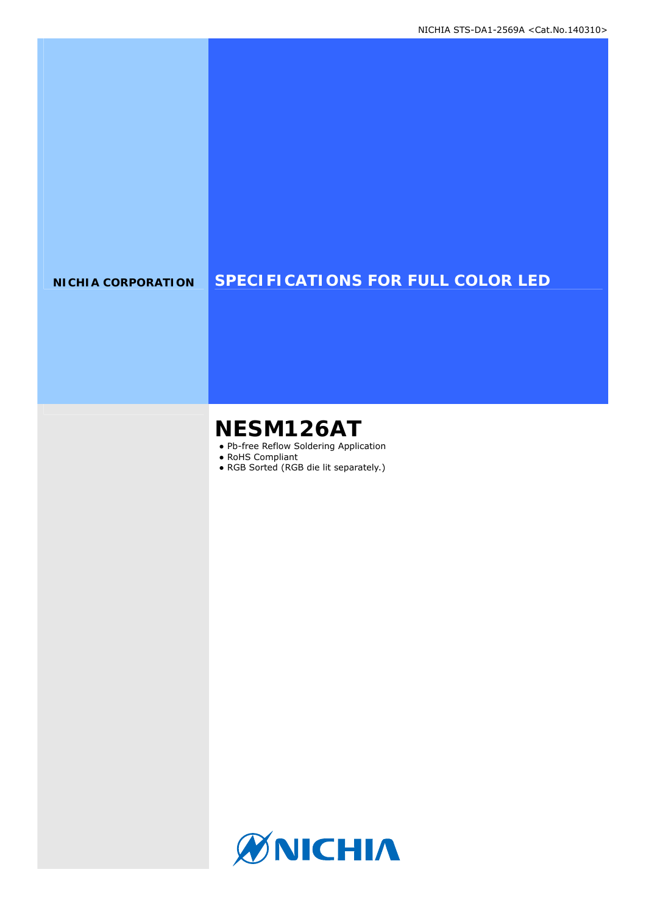NICHIA STS-DA1-2569A <Cat.No.140310>

**NICHIA CORPORATION**

# SPECIFICATIONS FOR FULL COLOR LED

# NESM126AT

- Pb-free Reflow Soldering Application
- RoHS Compliant
- RGB Sorted (RGB die lit separately.)

NICHIA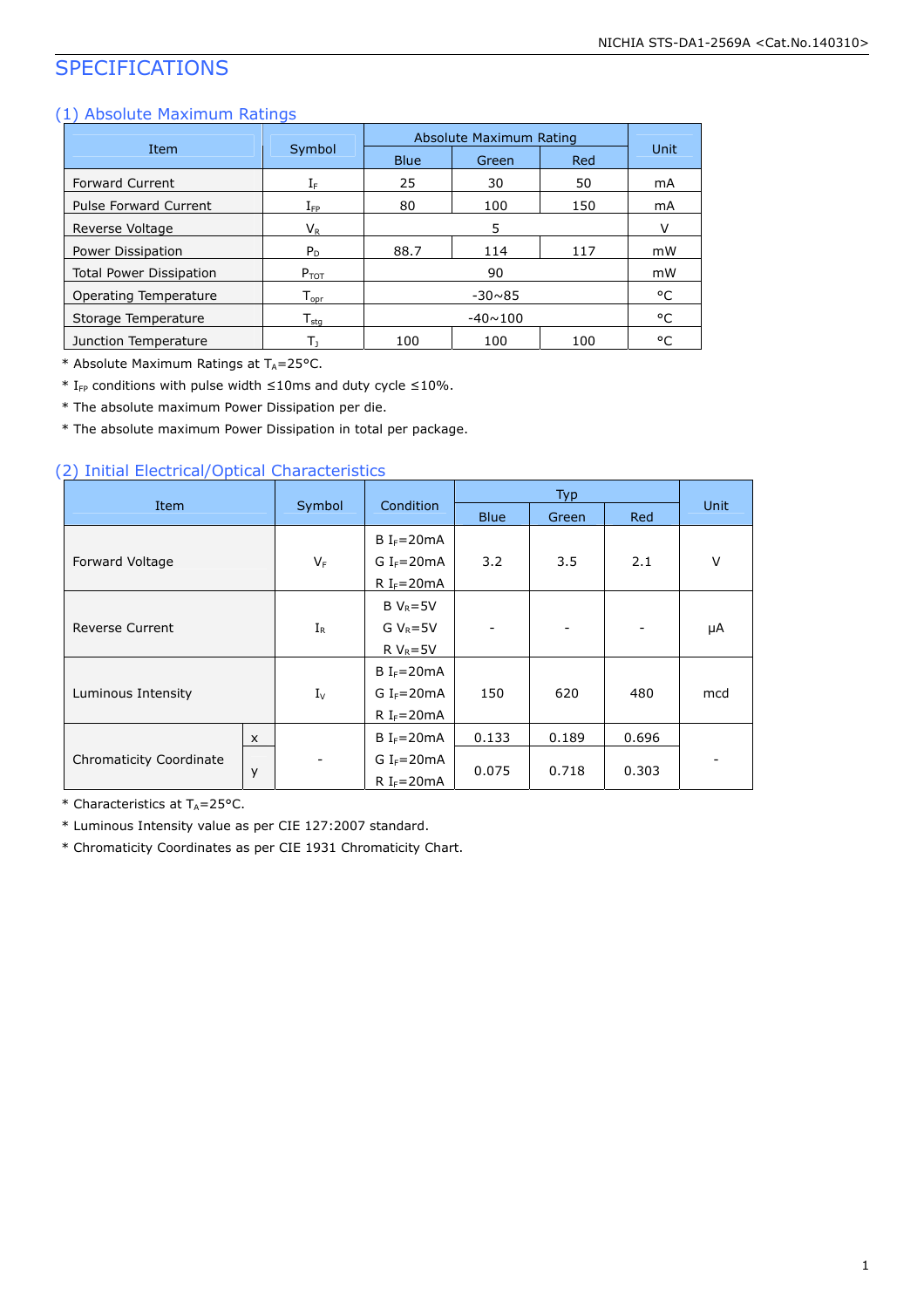# SPECIFICATIONS

## (1) Absolute Maximum Ratings

| Item | Symbol | Absolute Maximum Rating | | | Unit |
|---|---|---|---|---|---|
| | | Blue | Green | Red | |
| Forward Current | $I_F$ | 25 | 30 | 50 | mA |
| Pulse Forward Current | $I_{FP}$ | 80 | 100 | 150 | mA |
| Reverse Voltage | $V_R$ | 5 | | | V |
| Power Dissipation | $P_D$ | 88.7 | 114 | 117 | mW |
| Total Power Dissipation | $P_{TOT}$ | 90 | | | mW |
| Operating Temperature | $T_{opr}$ | -30~85 | | | °C |
| Storage Temperature | $T_{stg}$ | -40~100 | | | °C |
| Junction Temperature | $T_J$ | 100 | 100 | 100 | °C |

* Absolute Maximum Ratings at $T_A$=25°C.
* $I_{FP}$ conditions with pulse width ≤10ms and duty cycle ≤10%.
* The absolute maximum Power Dissipation per die.
* The absolute maximum Power Dissipation in total per package.

## (2) Initial Electrical/Optical Characteristics

| Item | | Symbol | Condition | Typ | | | Unit |
|---|---|---|---|---|---|---|---|
| | | | | Blue | Green | Red | |
| Forward Voltage | | $V_F$ | B $I_F$=20mA<br>G $I_F$=20mA<br>R $I_F$=20mA | 3.2 | 3.5 | 2.1 | V |
| Reverse Current | | $I_R$ | B $V_R$=5V<br>G $V_R$=5V<br>R $V_R$=5V | - | - | - | μA |
| Luminous Intensity | | $I_V$ | B $I_F$=20mA<br>G $I_F$=20mA<br>R $I_F$=20mA | 150 | 620 | 480 | mcd |
| Chromaticity Coordinate | x | - | B $I_F$=20mA<br>G $I_F$=20mA<br>R $I_F$=20mA | 0.133 | 0.189 | 0.696 | - |
| | y | | | 0.075 | 0.718 | 0.303 | |

* Characteristics at $T_A$=25°C.
* Luminous Intensity value as per CIE 127:2007 standard.
* Chromaticity Coordinates as per CIE 1931 Chromaticity Chart.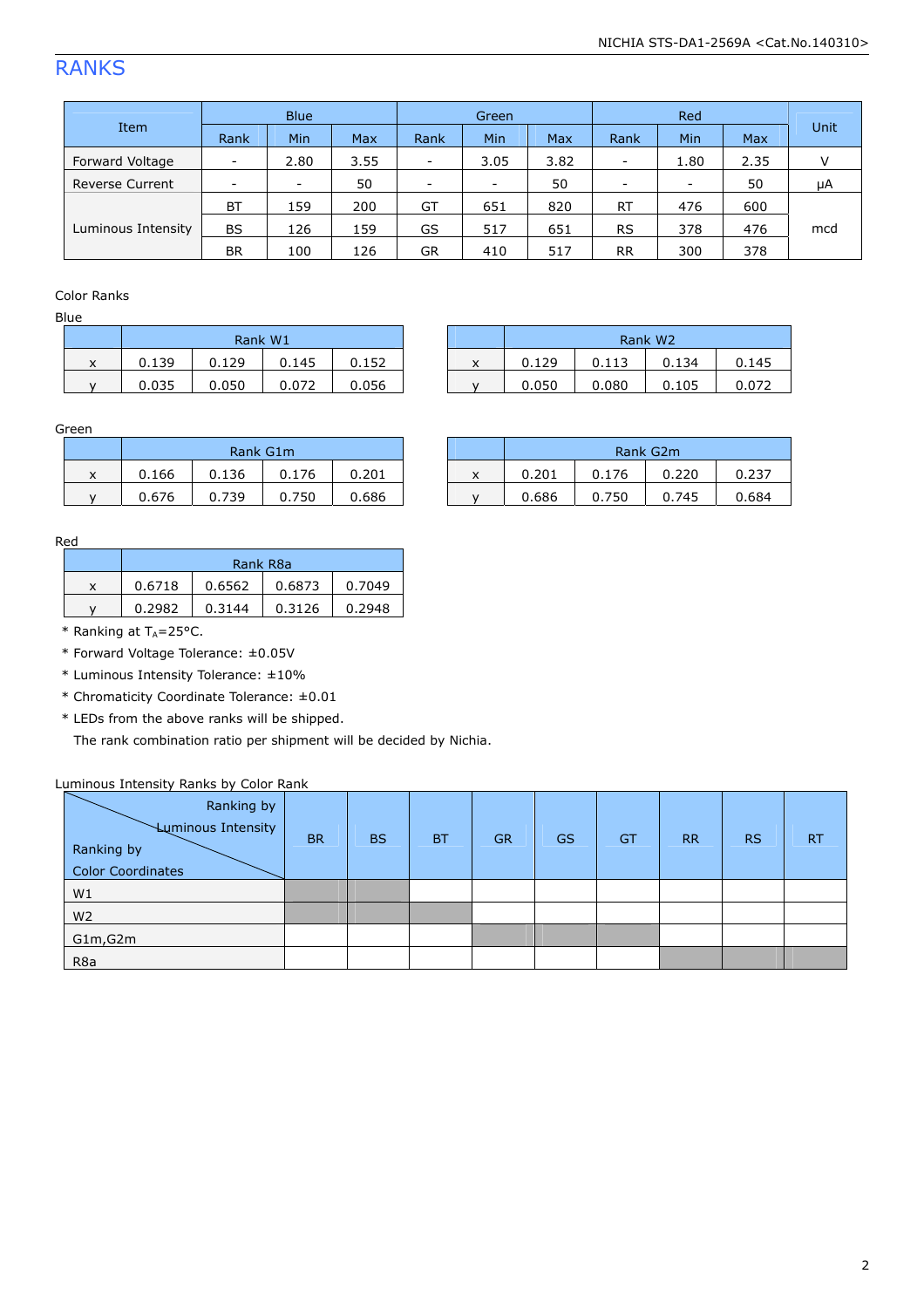# RANKS

| Item | Blue | | | Green | | | Red | | | Unit |
|---|---|---|---|---|---|---|---|---|---|---|
| | Rank | Min | Max | Rank | Min | Max | Rank | Min | Max | |
| Forward Voltage | - | 2.80 | 3.55 | - | 3.05 | 3.82 | - | 1.80 | 2.35 | V |
| Reverse Current | - | - | 50 | - | - | 50 | - | - | 50 | μA |
| Luminous Intensity | BT | 159 | 200 | GT | 651 | 820 | RT | 476 | 600 | mcd |
| | BS | 126 | 159 | GS | 517 | 651 | RS | 378 | 476 | |
| | BR | 100 | 126 | GR | 410 | 517 | RR | 300 | 378 | |

Color Ranks

Blue

| | Rank W1 | | | |
|---|---|---|---|---|
| x | 0.139 | 0.129 | 0.145 | 0.152 |
| y | 0.035 | 0.050 | 0.072 | 0.056 |

| | Rank W2 | | | |
|---|---|---|---|---|
| x | 0.129 | 0.113 | 0.134 | 0.145 |
| y | 0.050 | 0.080 | 0.105 | 0.072 |

Green

| | Rank G1m | | | |
|---|---|---|---|---|
| x | 0.166 | 0.136 | 0.176 | 0.201 |
| y | 0.676 | 0.739 | 0.750 | 0.686 |

| | Rank G2m | | | |
|---|---|---|---|---|
| x | 0.201 | 0.176 | 0.220 | 0.237 |
| y | 0.686 | 0.750 | 0.745 | 0.684 |

Red

| | Rank R8a | | | |
|---|---|---|---|---|
| x | 0.6718 | 0.6562 | 0.6873 | 0.7049 |
| y | 0.2982 | 0.3144 | 0.3126 | 0.2948 |

* Ranking at $T_A$=25°C.
* Forward Voltage Tolerance: ±0.05V
* Luminous Intensity Tolerance: ±10%
* Chromaticity Coordinate Tolerance: ±0.01
* LEDs from the above ranks will be shipped.
  The rank combination ratio per shipment will be decided by Nichia.

Luminous Intensity Ranks by Color Rank

| Ranking by Color Coordinates \ Ranking by Luminous Intensity | BR | BS | BT | GR | GS | GT | RR | RS | RT |
|---|---|---|---|---|---|---|---|---|---|
| W1 | ■ | ■ | | | | | | | |
| W2 | ■ | ■ | ■ | | | | | | |
| G1m,G2m | | | | ■ | ■ | ■ | | | |
| R8a | | | | | | | ■ | ■ | ■ |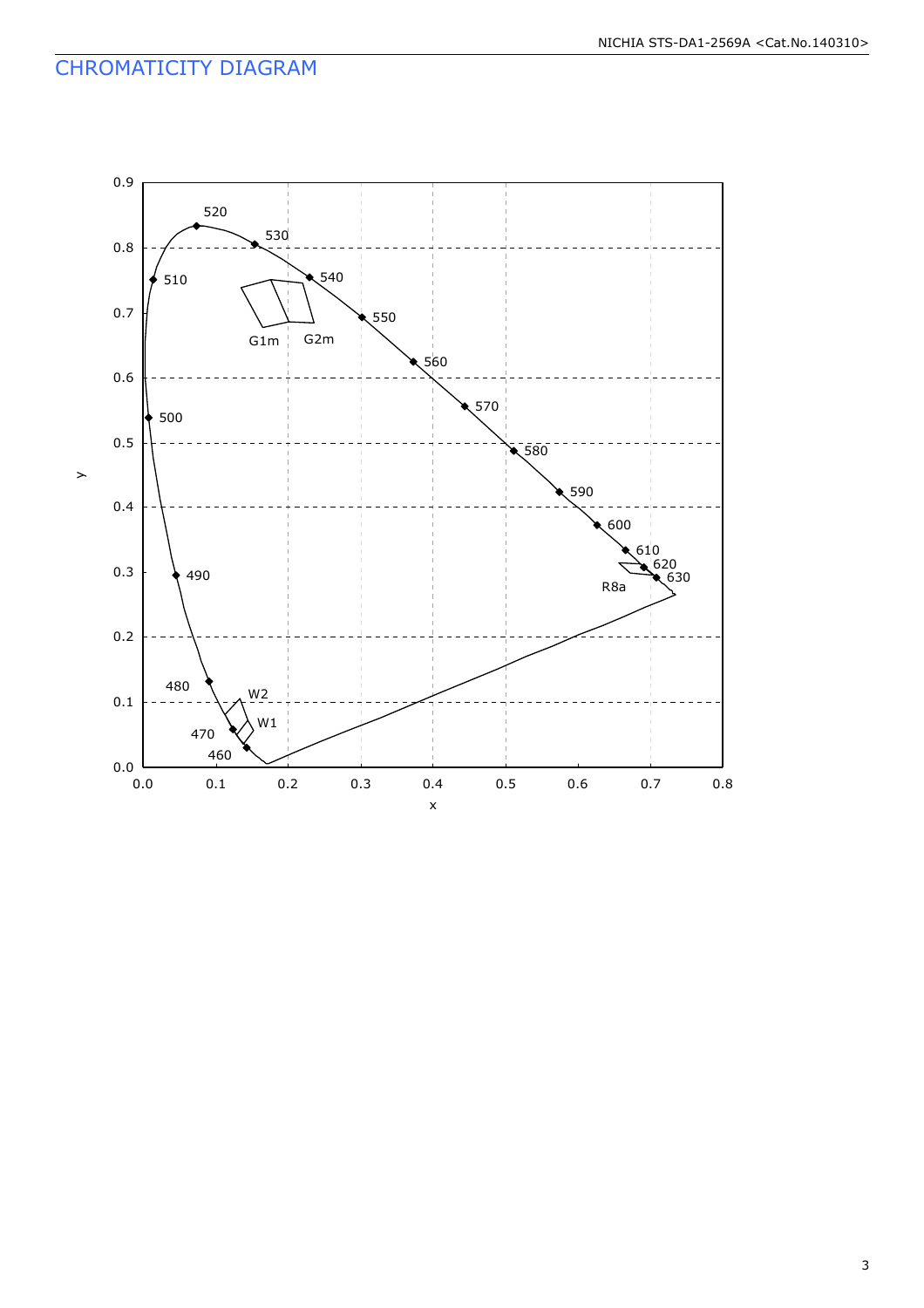## CHROMATICITY DIAGRAM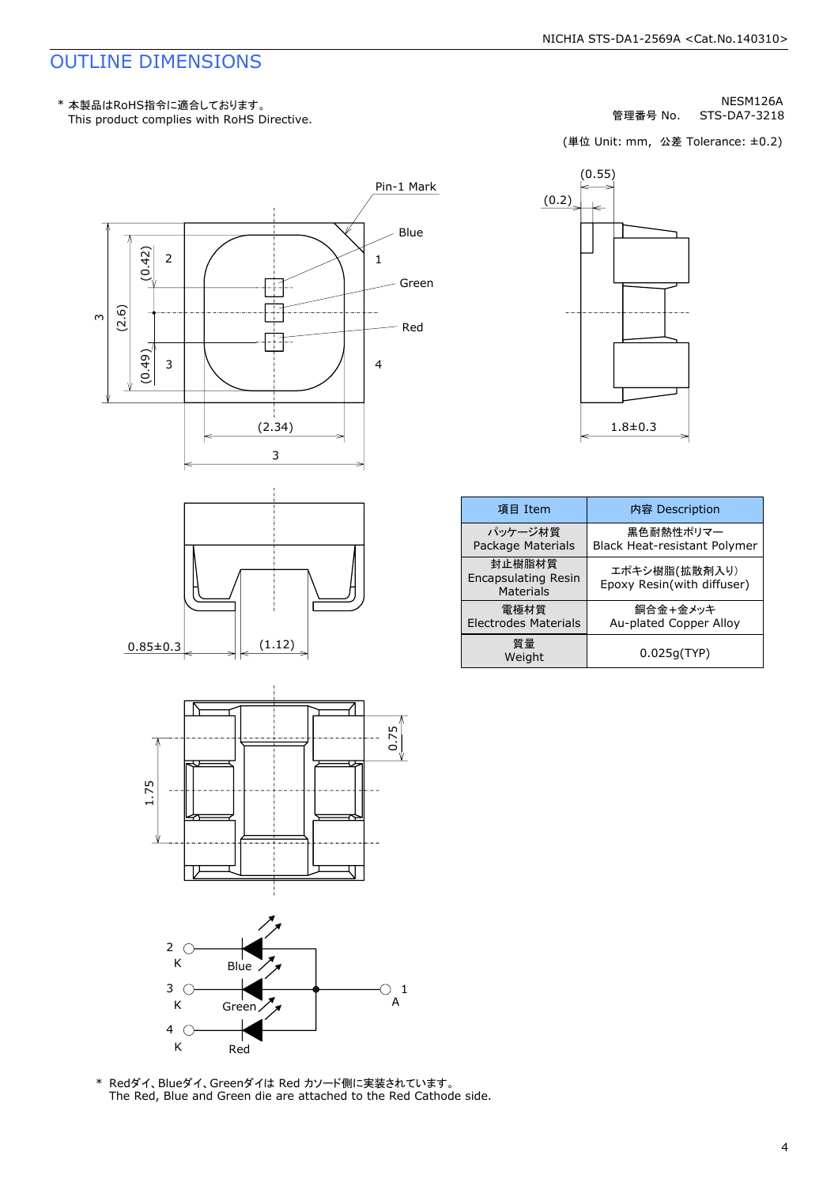# OUTLINE DIMENSIONS

\* 本製品はRoHS指令に適合しております。
This product complies with RoHS Directive.

NESM126A
管理番号 No.　STS-DA7-3218

(単位 Unit: mm,　公差 Tolerance: ±0.2)

Pin-1 Mark

Blue

Green

Red

1　2　3　4

3　(2.6)　(0.42)　(0.49)

(2.34)

3

(0.55)

(0.2)

1.8±0.3

0.85±0.3　(1.12)

1.75　0.75

| 項目 Item | 内容 Description |
|---|---|
| パッケージ材質<br>Package Materials | 黒色耐熱性ポリマー<br>Black Heat-resistant Polymer |
| 封止樹脂材質<br>Encapsulating Resin Materials | エポキシ樹脂(拡散剤入り)<br>Epoxy Resin(with diffuser) |
| 電極材質<br>Electrodes Materials | 銅合金+金メッキ<br>Au-plated Copper Alloy |
| 質量<br>Weight | 0.025g(TYP) |

2 K　Blue

3 K　Green

4 K　Red

1 A

\* Redダイ、Blueダイ、Greenダイは Red カソード側に実装されています。
The Red, Blue and Green die are attached to the Red Cathode side.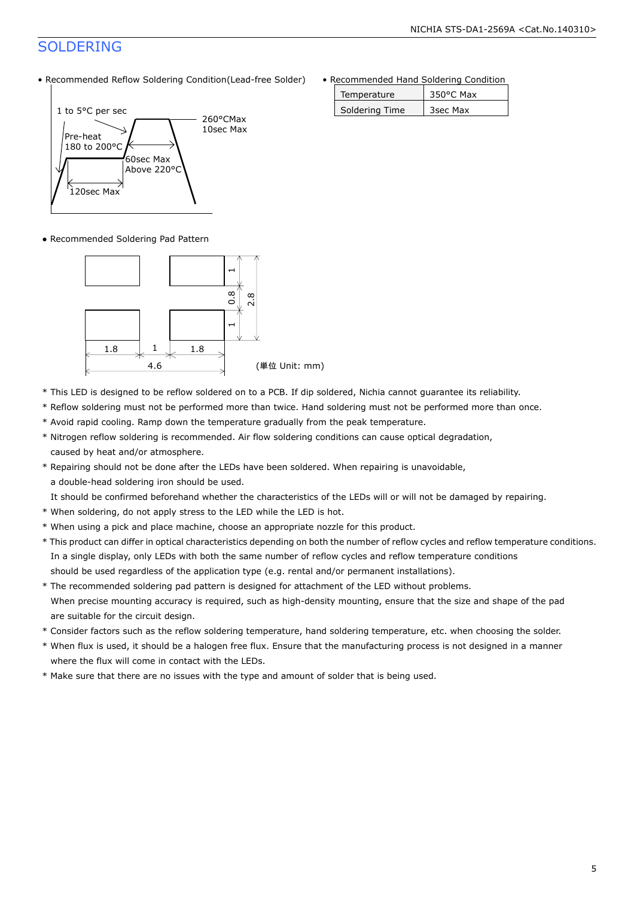# SOLDERING

- Recommended Reflow Soldering Condition(Lead-free Solder)

1 to 5°C per sec

Pre-heat
180 to 200°C

260°CMax
10sec Max

60sec Max
Above 220°C

120sec Max

- Recommended Hand Soldering Condition

| Temperature | 350°C Max |
|---|---|
| Soldering Time | 3sec Max |

- Recommended Soldering Pad Pattern

1.8 | 1 | 1.8 | 4.6 | 1 | 0.8 | 1 | 2.8

(単位 Unit: mm)

\* This LED is designed to be reflow soldered on to a PCB. If dip soldered, Nichia cannot guarantee its reliability.

\* Reflow soldering must not be performed more than twice. Hand soldering must not be performed more than once.

\* Avoid rapid cooling. Ramp down the temperature gradually from the peak temperature.

\* Nitrogen reflow soldering is recommended. Air flow soldering conditions can cause optical degradation, caused by heat and/or atmosphere.

\* Repairing should not be done after the LEDs have been soldered. When repairing is unavoidable, a double-head soldering iron should be used.
It should be confirmed beforehand whether the characteristics of the LEDs will or will not be damaged by repairing.

\* When soldering, do not apply stress to the LED while the LED is hot.

\* When using a pick and place machine, choose an appropriate nozzle for this product.

\* This product can differ in optical characteristics depending on both the number of reflow cycles and reflow temperature conditions.
In a single display, only LEDs with both the same number of reflow cycles and reflow temperature conditions should be used regardless of the application type (e.g. rental and/or permanent installations).

\* The recommended soldering pad pattern is designed for attachment of the LED without problems.
When precise mounting accuracy is required, such as high-density mounting, ensure that the size and shape of the pad are suitable for the circuit design.

\* Consider factors such as the reflow soldering temperature, hand soldering temperature, etc. when choosing the solder.

\* When flux is used, it should be a halogen free flux. Ensure that the manufacturing process is not designed in a manner where the flux will come in contact with the LEDs.

\* Make sure that there are no issues with the type and amount of solder that is being used.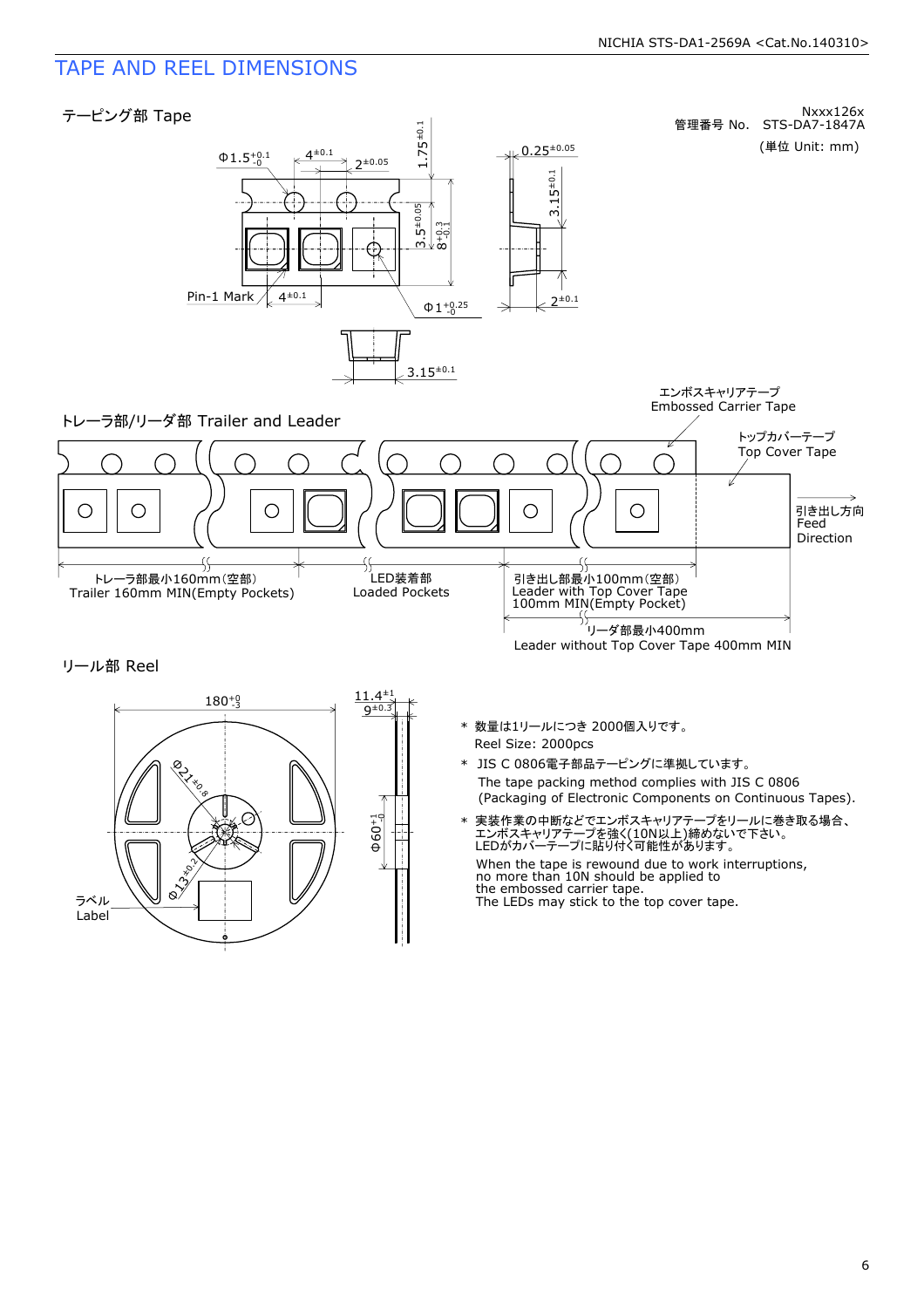# TAPE AND REEL DIMENSIONS

Nxxx126x
管理番号 No. STS-DA7-1847A
(単位 Unit: mm)

## テーピング部 Tape

$\Phi 1.5^{+0.1}_{-0}$　$4^{\pm 0.1}$　$2^{\pm 0.05}$　$1.75^{\pm 0.1}$　$3.5^{\pm 0.05}$　$8^{+0.3}_{-0.1}$　$0.25^{\pm 0.05}$　$3.15^{\pm 0.1}$　$2^{\pm 0.1}$

Pin-1 Mark　$4^{\pm 0.1}$　$\Phi 1^{+0.25}_{-0}$

$3.15^{\pm 0.1}$

## トレーラ部/リーダ部 Trailer and Leader

エンボスキャリアテープ
Embossed Carrier Tape

トップカバーテープ
Top Cover Tape

引き出し方向
Feed
Direction

トレーラ部最小160mm(空部)
Trailer 160mm MIN(Empty Pockets)

LED装着部
Loaded Pockets

引き出し部最小100mm(空部)
Leader with Top Cover Tape
100mm MIN(Empty Pocket)

リーダ部最小400mm
Leader without Top Cover Tape 400mm MIN

## リール部 Reel

$180^{+0}_{-3}$　$11.4^{\pm 1}$　$9^{\pm 0.3}$　$\Phi 21^{\pm 0.8}$　$\Phi 13^{\pm 0.2}$　$\Phi 60^{+1}_{-0}$

ラベル
Label

- * 数量は1リールにつき 2000個入りです。
  Reel Size: 2000pcs
- * JIS C 0806電子部品テーピングに準拠しています。
  The tape packing method complies with JIS C 0806
  (Packaging of Electronic Components on Continuous Tapes).
- * 実装作業の中断などでエンボスキャリアテープをリールに巻き取る場合、
  エンボスキャリアテープを強く(10N以上)締めないで下さい。
  LEDがカバーテープに貼り付く可能性があります。

  When the tape is rewound due to work interruptions,
  no more than 10N should be applied to
  the embossed carrier tape.
  The LEDs may stick to the top cover tape.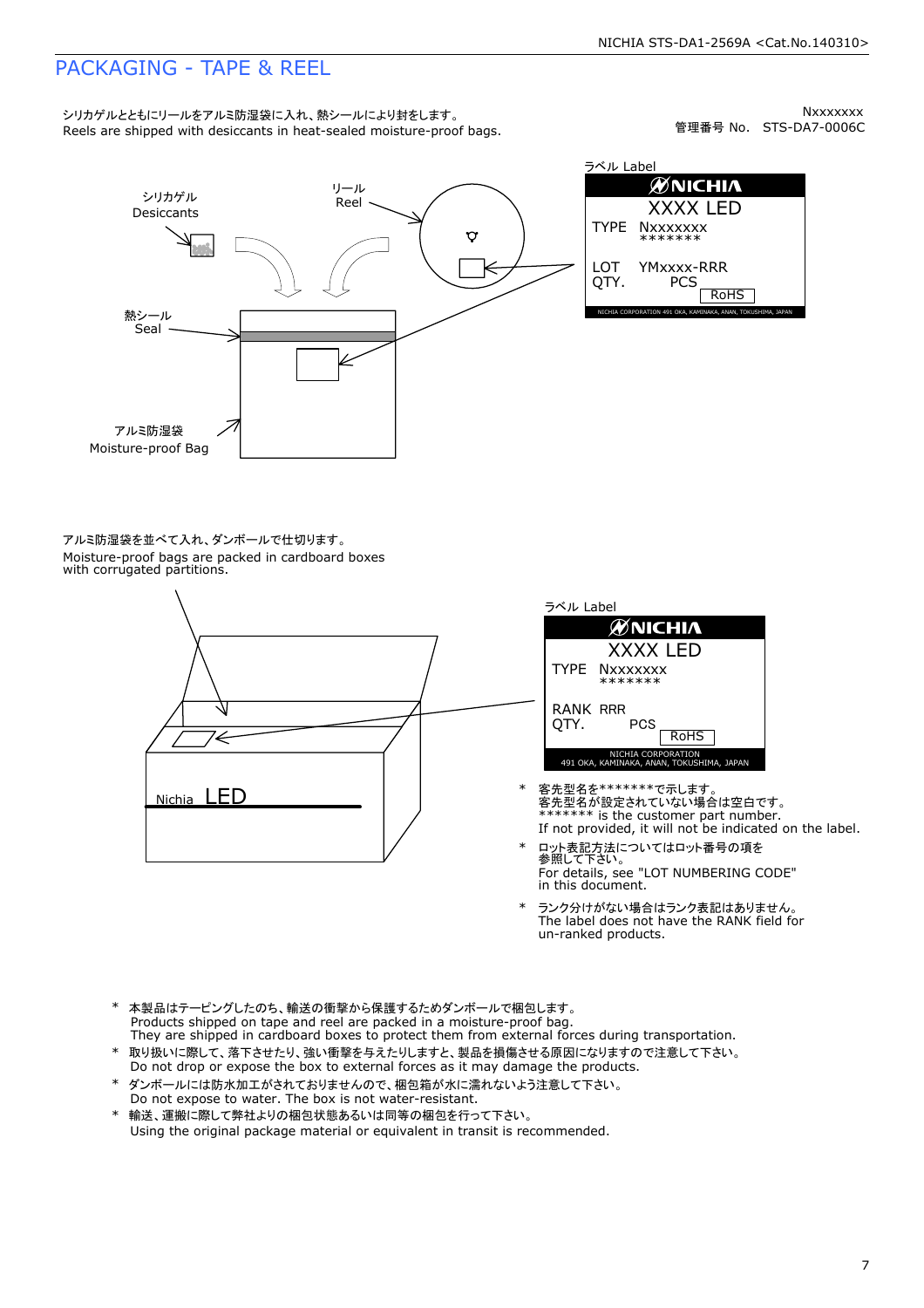# PACKAGING - TAPE & REEL

シリカゲルとともにリールをアルミ防湿袋に入れ、熱シールにより封をします。
Reels are shipped with desiccants in heat-sealed moisture-proof bags.

Nxxxxxxx
管理番号 No. STS-DA7-0006C

シリカゲル
Desiccants

リール
Reel

熱シール
Seal

アルミ防湿袋
Moisture-proof Bag

ラベル Label

NICHIA
XXXX LED
TYPE Nxxxxxxx
*******
LOT YMxxxx-RRR
QTY. PCS
RoHS
NICHIA CORPORATION 491 OKA, KAMINAKA, ANAN, TOKUSHIMA, JAPAN

アルミ防湿袋を並べて入れ、ダンボールで仕切ります。
Moisture-proof bags are packed in cardboard boxes with corrugated partitions.

Nichia LED

ラベル Label

NICHIA
XXXX LED
TYPE Nxxxxxxx
*******
RANK RRR
QTY. PCS
RoHS
NICHIA CORPORATION
491 OKA, KAMINAKA, ANAN, TOKUSHIMA, JAPAN

- 客先型名を*******で示します。
  客先型名が設定されていない場合は空白です。
  ******* is the customer part number.
  If not provided, it will not be indicated on the label.
- ロット表記方法についてはロット番号の項を参照して下さい。
  For details, see "LOT NUMBERING CODE" in this document.
- ランク分けがない場合はランク表記はありません。
  The label does not have the RANK field for un-ranked products.

- 本製品はテーピングしたのち、輸送の衝撃から保護するためダンボールで梱包します。
  Products shipped on tape and reel are packed in a moisture-proof bag.
  They are shipped in cardboard boxes to protect them from external forces during transportation.
- 取り扱いに際して、落下させたり、強い衝撃を与えたりしますと、製品を損傷させる原因になりますので注意して下さい。
  Do not drop or expose the box to external forces as it may damage the products.
- ダンボールには防水加工がされておりませんので、梱包箱が水に濡れないよう注意して下さい。
  Do not expose to water. The box is not water-resistant.
- 輸送、運搬に際して弊社よりの梱包状態あるいは同等の梱包を行って下さい。
  Using the original package material or equivalent in transit is recommended.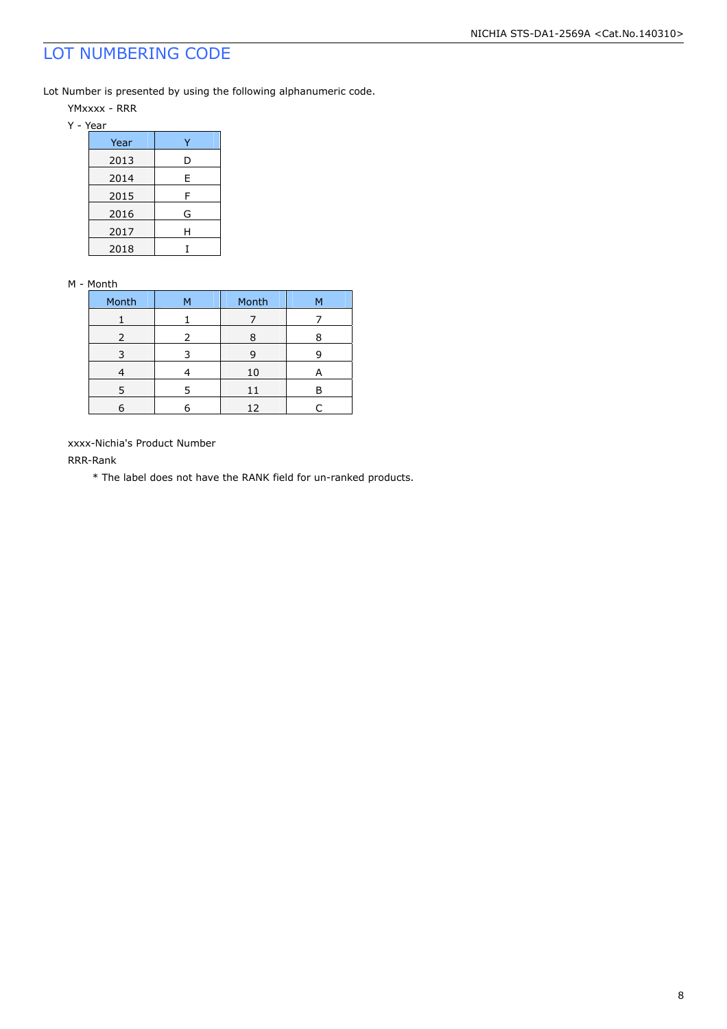# LOT NUMBERING CODE

Lot Number is presented by using the following alphanumeric code.

YMxxxx - RRR

Y - Year

| Year | Y |
|---|---|
| 2013 | D |
| 2014 | E |
| 2015 | F |
| 2016 | G |
| 2017 | H |
| 2018 | I |

M - Month

| Month | M | Month | M |
|---|---|---|---|
| 1 | 1 | 7 | 7 |
| 2 | 2 | 8 | 8 |
| 3 | 3 | 9 | 9 |
| 4 | 4 | 10 | A |
| 5 | 5 | 11 | B |
| 6 | 6 | 12 | C |

xxxx-Nichia's Product Number

RRR-Rank

* The label does not have the RANK field for un-ranked products.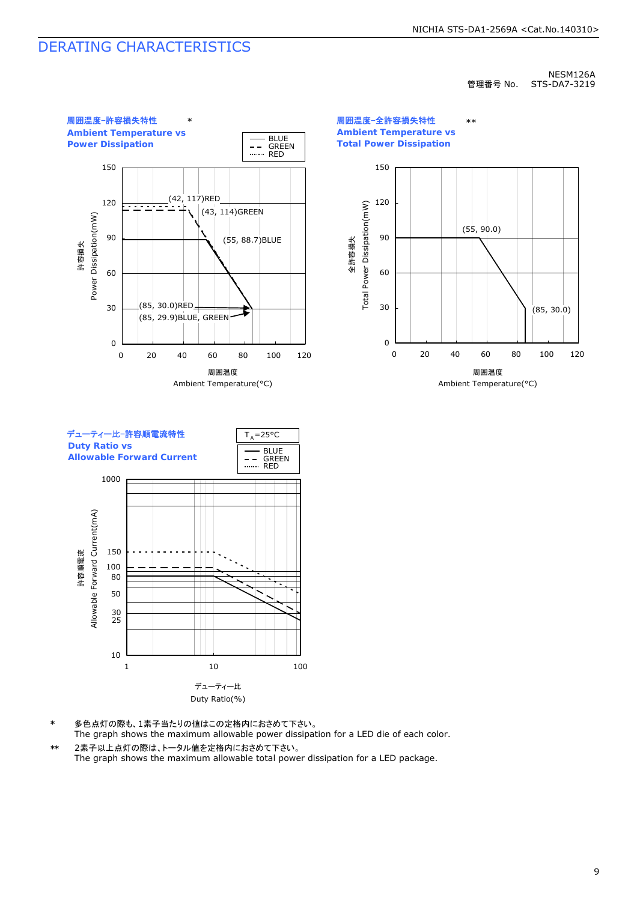# DERATING CHARACTERISTICS

NESM126A
管理番号 No.　STS-DA7-3219

**周囲温度-許容損失特性** *
**Ambient Temperature vs Power Dissipation**

BLUE / GREEN / RED

(42, 117)RED
(43, 114)GREEN
(55, 88.7)BLUE
(85, 30.0)RED
(85, 29.9)BLUE, GREEN

許容損失 Power Dissipation(mW)
周囲温度 Ambient Temperature(°C)

**周囲温度-全許容損失特性** **
**Ambient Temperature vs Total Power Dissipation**

(55, 90.0)
(85, 30.0)

全許容損失 Total Power Dissipation(mW)
周囲温度 Ambient Temperature(°C)

**デューティー比-許容順電流特性**
**Duty Ratio vs Allowable Forward Current**

$T_A$=25°C

BLUE / GREEN / RED

許容順電流 Allowable Forward Current(mA)
デューティー比 Duty Ratio(%)

\* 多色点灯の際も、1素子当たりの値はこの定格内におさめて下さい。
The graph shows the maximum allowable power dissipation for a LED die of each color.

\** 2素子以上点灯の際は、トータル値を定格内におさめて下さい。
The graph shows the maximum allowable total power dissipation for a LED package.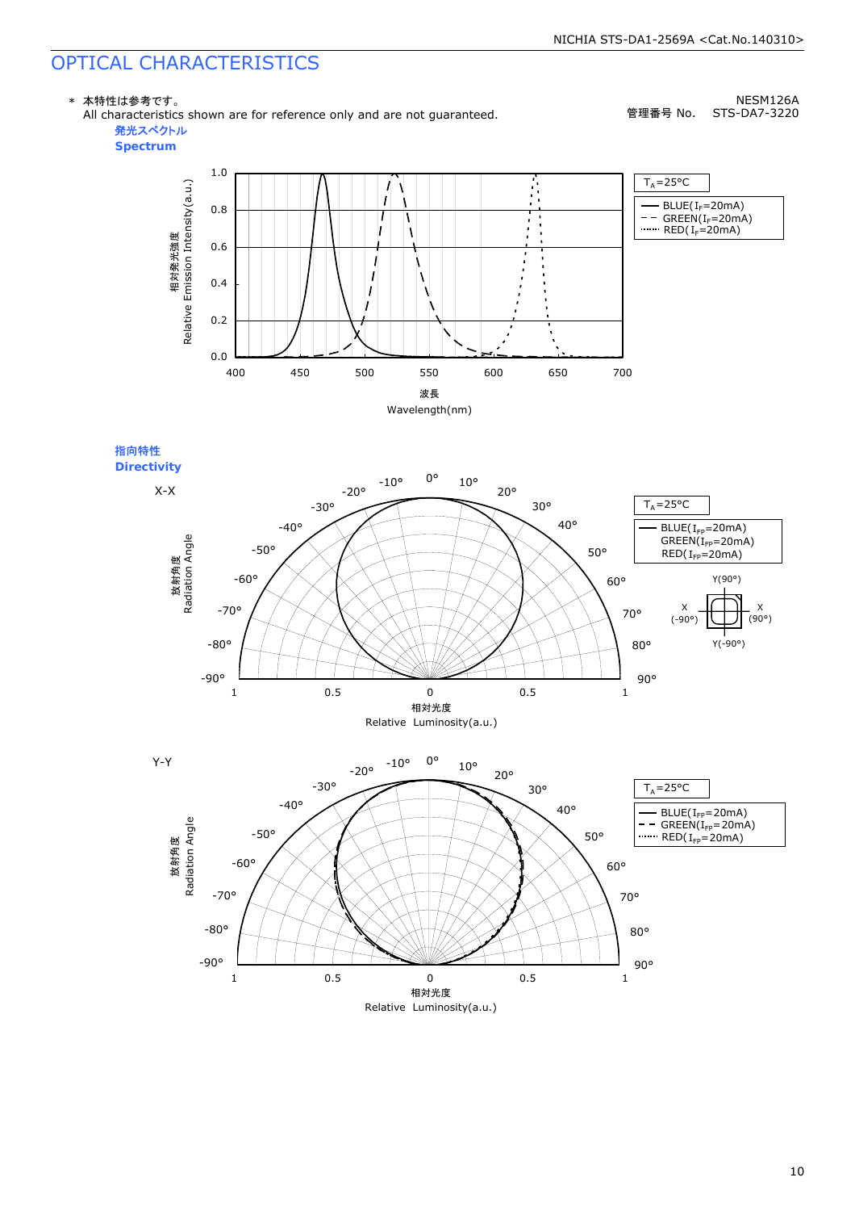# OPTICAL CHARACTERISTICS

NESM126A
管理番号 No.　STS-DA7-3220

\* 本特性は参考です。
All characteristics shown are for reference only and are not guaranteed.

**発光スペクトル**
**Spectrum**

$T_A$=25°C

- BLUE($I_F$=20mA)
- GREEN($I_F$=20mA)
- RED($I_F$=20mA)

相対発光強度 Relative Emission Intensity(a.u.)

波長 Wavelength(nm)

**指向特性**
**Directivity**

X-X

$T_A$=25°C

- BLUE($I_{FP}$=20mA)
- GREEN($I_{FP}$=20mA)
- RED($I_{FP}$=20mA)

放射角度 Radiation Angle

相対光度 Relative Luminosity(a.u.)

Y-Y

$T_A$=25°C

- BLUE($I_{FP}$=20mA)
- GREEN($I_{FP}$=20mA)
- RED($I_{FP}$=20mA)

放射角度 Radiation Angle

相対光度 Relative Luminosity(a.u.)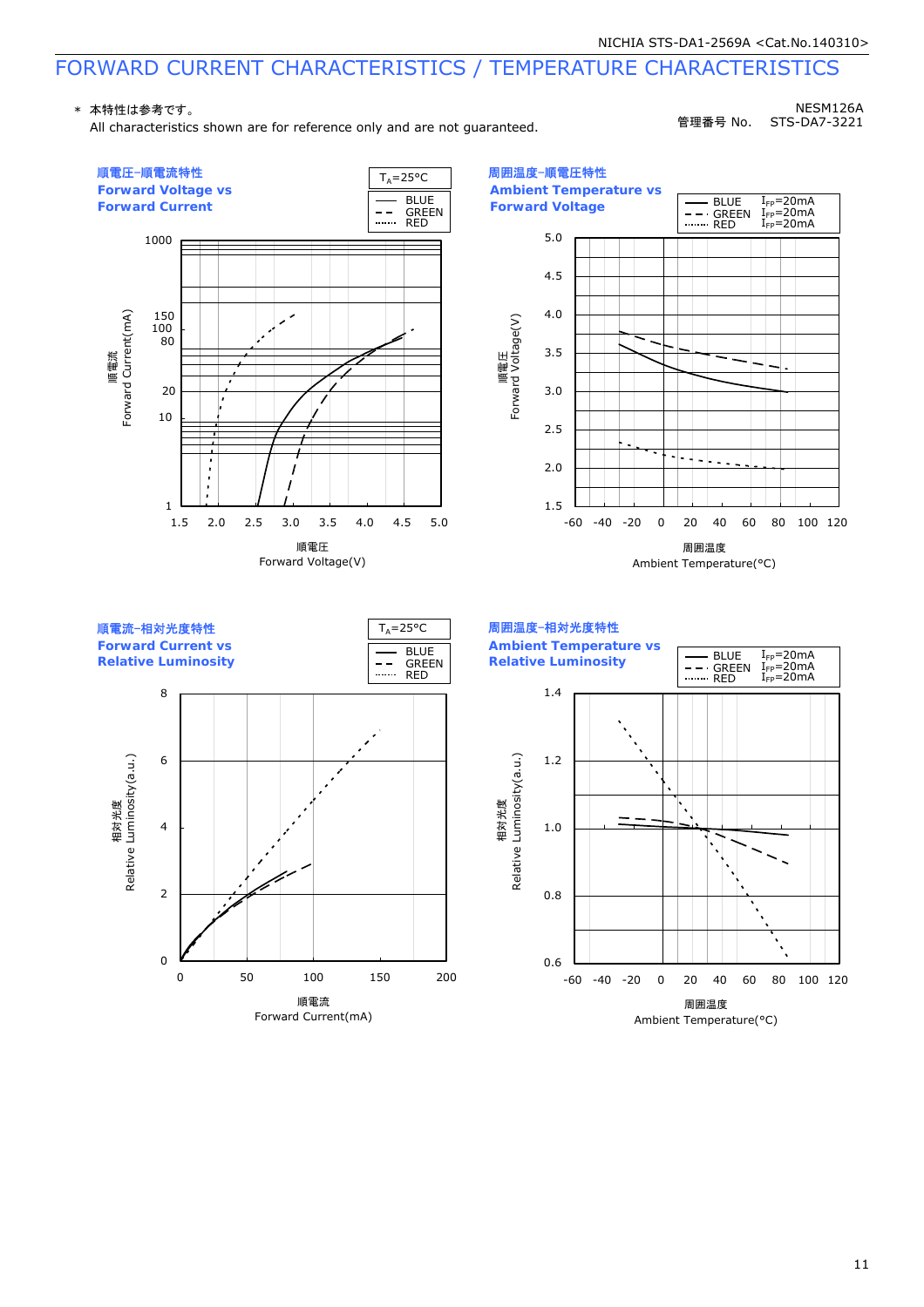# FORWARD CURRENT CHARACTERISTICS / TEMPERATURE CHARACTERISTICS

＊ 本特性は参考です。
All characteristics shown are for reference only and are not guaranteed.

NESM126A
管理番号 No. STS-DA7-3221

## 順電圧-順電流特性 / Forward Voltage vs Forward Current

$T_A$=25°C

BLUE / GREEN / RED

順電流 Forward Current(mA): 1, 10, 20, 80, 100, 150, 1000

順電圧 Forward Voltage(V): 1.5, 2.0, 2.5, 3.0, 3.5, 4.0, 4.5, 5.0

## 周囲温度-順電圧特性 / Ambient Temperature vs Forward Voltage

BLUE $I_{FP}$=20mA
GREEN $I_{FP}$=20mA
RED $I_{FP}$=20mA

順電圧 Forward Voltage(V): 1.5, 2.0, 2.5, 3.0, 3.5, 4.0, 4.5, 5.0

周囲温度 Ambient Temperature(°C): -60, -40, -20, 0, 20, 40, 60, 80, 100, 120

## 順電流-相対光度特性 / Forward Current vs Relative Luminosity

$T_A$=25°C

BLUE / GREEN / RED

相対光度 Relative Luminosity(a.u.): 0, 2, 4, 6, 8

順電流 Forward Current(mA): 0, 50, 100, 150, 200

## 周囲温度-相対光度特性 / Ambient Temperature vs Relative Luminosity

BLUE $I_{FP}$=20mA
GREEN $I_{FP}$=20mA
RED $I_{FP}$=20mA

相対光度 Relative Luminosity(a.u.): 0.6, 0.8, 1.0, 1.2, 1.4

周囲温度 Ambient Temperature(°C): -60, -40, -20, 0, 20, 40, 60, 80, 100, 120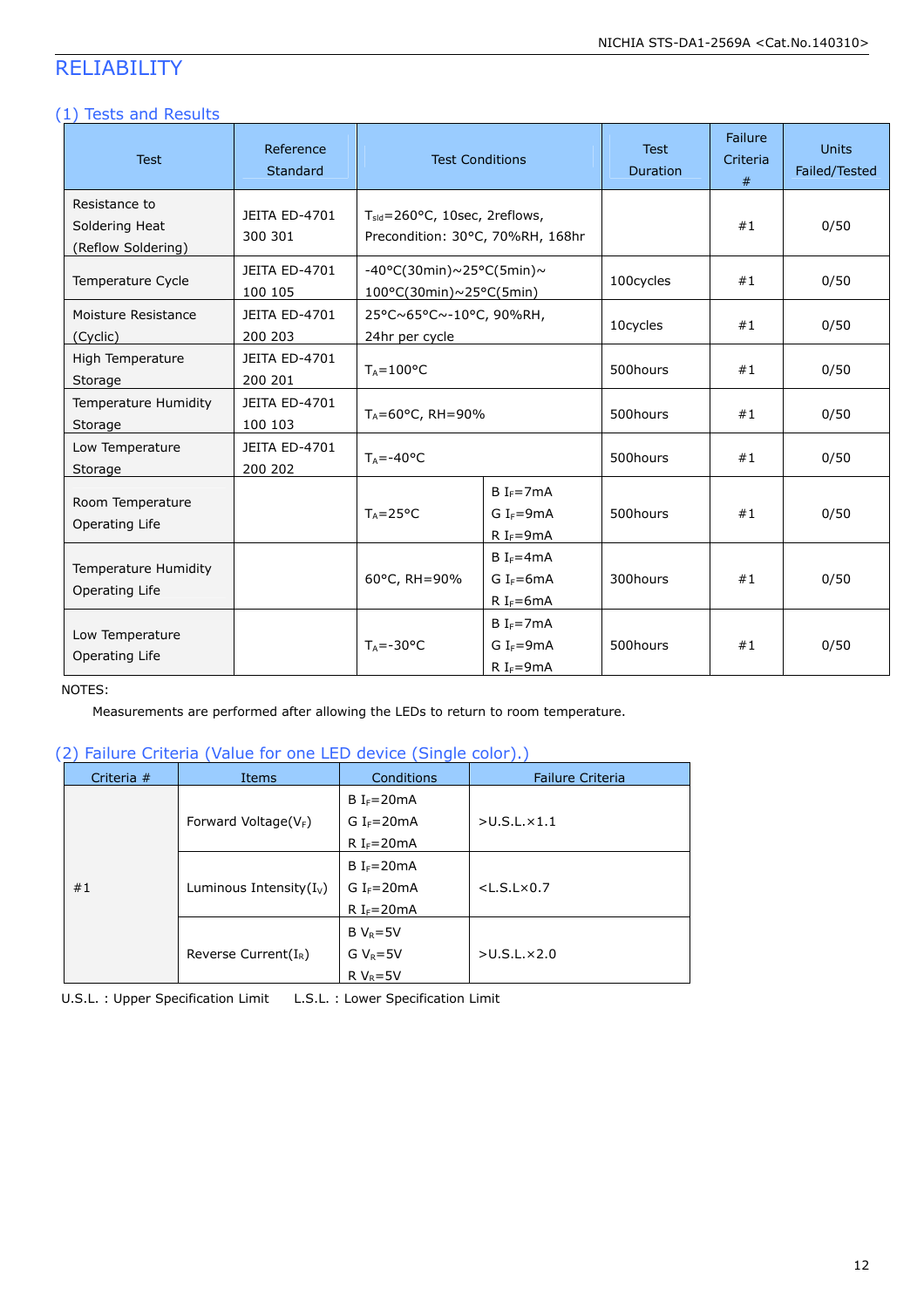# RELIABILITY

## (1) Tests and Results

| Test | Reference Standard | Test Conditions | | Test Duration | Failure Criteria # | Units Failed/Tested |
|---|---|---|---|---|---|---|
| Resistance to Soldering Heat (Reflow Soldering) | JEITA ED-4701 300 301 | $T_{sld}$=260°C, 10sec, 2reflows, Precondition: 30°C, 70%RH, 168hr | | | #1 | 0/50 |
| Temperature Cycle | JEITA ED-4701 100 105 | -40°C(30min)~25°C(5min)~ 100°C(30min)~25°C(5min) | | 100cycles | #1 | 0/50 |
| Moisture Resistance (Cyclic) | JEITA ED-4701 200 203 | 25°C~65°C~-10°C, 90%RH, 24hr per cycle | | 10cycles | #1 | 0/50 |
| High Temperature Storage | JEITA ED-4701 200 201 | $T_A$=100°C | | 500hours | #1 | 0/50 |
| Temperature Humidity Storage | JEITA ED-4701 100 103 | $T_A$=60°C, RH=90% | | 500hours | #1 | 0/50 |
| Low Temperature Storage | JEITA ED-4701 200 202 | $T_A$=-40°C | | 500hours | #1 | 0/50 |
| Room Temperature Operating Life | | $T_A$=25°C | B $I_F$=7mA<br>G $I_F$=9mA<br>R $I_F$=9mA | 500hours | #1 | 0/50 |
| Temperature Humidity Operating Life | | 60°C, RH=90% | B $I_F$=4mA<br>G $I_F$=6mA<br>R $I_F$=6mA | 300hours | #1 | 0/50 |
| Low Temperature Operating Life | | $T_A$=-30°C | B $I_F$=7mA<br>G $I_F$=9mA<br>R $I_F$=9mA | 500hours | #1 | 0/50 |

NOTES:

Measurements are performed after allowing the LEDs to return to room temperature.

## (2) Failure Criteria (Value for one LED device (Single color).)

| Criteria # | Items | Conditions | Failure Criteria |
|---|---|---|---|
| #1 | Forward Voltage($V_F$) | B $I_F$=20mA<br>G $I_F$=20mA<br>R $I_F$=20mA | >U.S.L.×1.1 |
| | Luminous Intensity($I_V$) | B $I_F$=20mA<br>G $I_F$=20mA<br>R $I_F$=20mA | <L.S.L×0.7 |
| | Reverse Current($I_R$) | B $V_R$=5V<br>G $V_R$=5V<br>R $V_R$=5V | >U.S.L.×2.0 |

U.S.L. : Upper Specification Limit    L.S.L. : Lower Specification Limit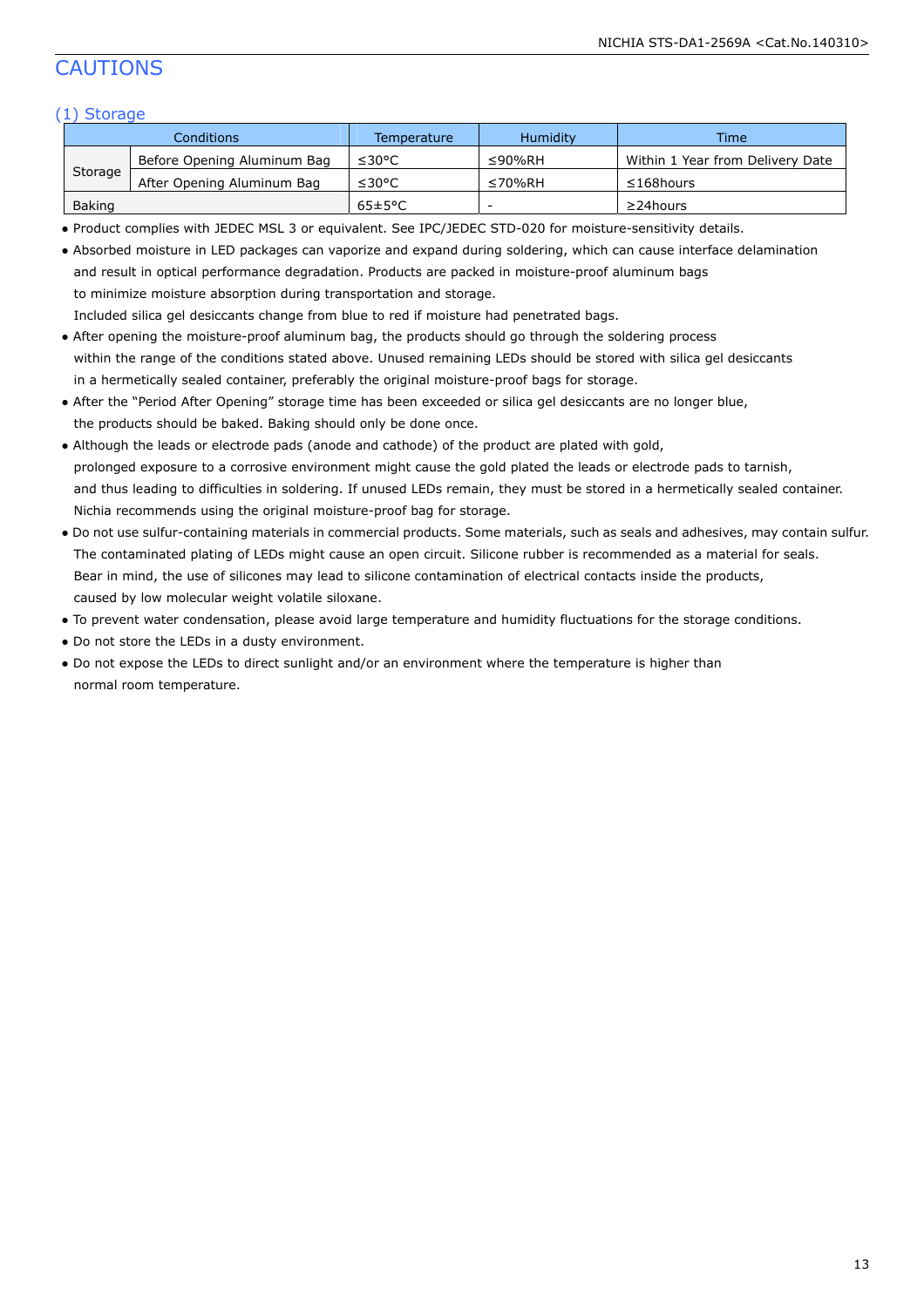# CAUTIONS

## (1) Storage

| Conditions | | Temperature | Humidity | Time |
|---|---|---|---|---|
| Storage | Before Opening Aluminum Bag | ≤30°C | ≤90%RH | Within 1 Year from Delivery Date |
| | After Opening Aluminum Bag | ≤30°C | ≤70%RH | ≤168hours |
| Baking | | 65±5°C | - | ≥24hours |

- Product complies with JEDEC MSL 3 or equivalent. See IPC/JEDEC STD-020 for moisture-sensitivity details.
- Absorbed moisture in LED packages can vaporize and expand during soldering, which can cause interface delamination and result in optical performance degradation. Products are packed in moisture-proof aluminum bags to minimize moisture absorption during transportation and storage.
  Included silica gel desiccants change from blue to red if moisture had penetrated bags.
- After opening the moisture-proof aluminum bag, the products should go through the soldering process within the range of the conditions stated above. Unused remaining LEDs should be stored with silica gel desiccants in a hermetically sealed container, preferably the original moisture-proof bags for storage.
- After the "Period After Opening" storage time has been exceeded or silica gel desiccants are no longer blue, the products should be baked. Baking should only be done once.
- Although the leads or electrode pads (anode and cathode) of the product are plated with gold, prolonged exposure to a corrosive environment might cause the gold plated the leads or electrode pads to tarnish, and thus leading to difficulties in soldering. If unused LEDs remain, they must be stored in a hermetically sealed container. Nichia recommends using the original moisture-proof bag for storage.
- Do not use sulfur-containing materials in commercial products. Some materials, such as seals and adhesives, may contain sulfur. The contaminated plating of LEDs might cause an open circuit. Silicone rubber is recommended as a material for seals. Bear in mind, the use of silicones may lead to silicone contamination of electrical contacts inside the products, caused by low molecular weight volatile siloxane.
- To prevent water condensation, please avoid large temperature and humidity fluctuations for the storage conditions.
- Do not store the LEDs in a dusty environment.
- Do not expose the LEDs to direct sunlight and/or an environment where the temperature is higher than normal room temperature.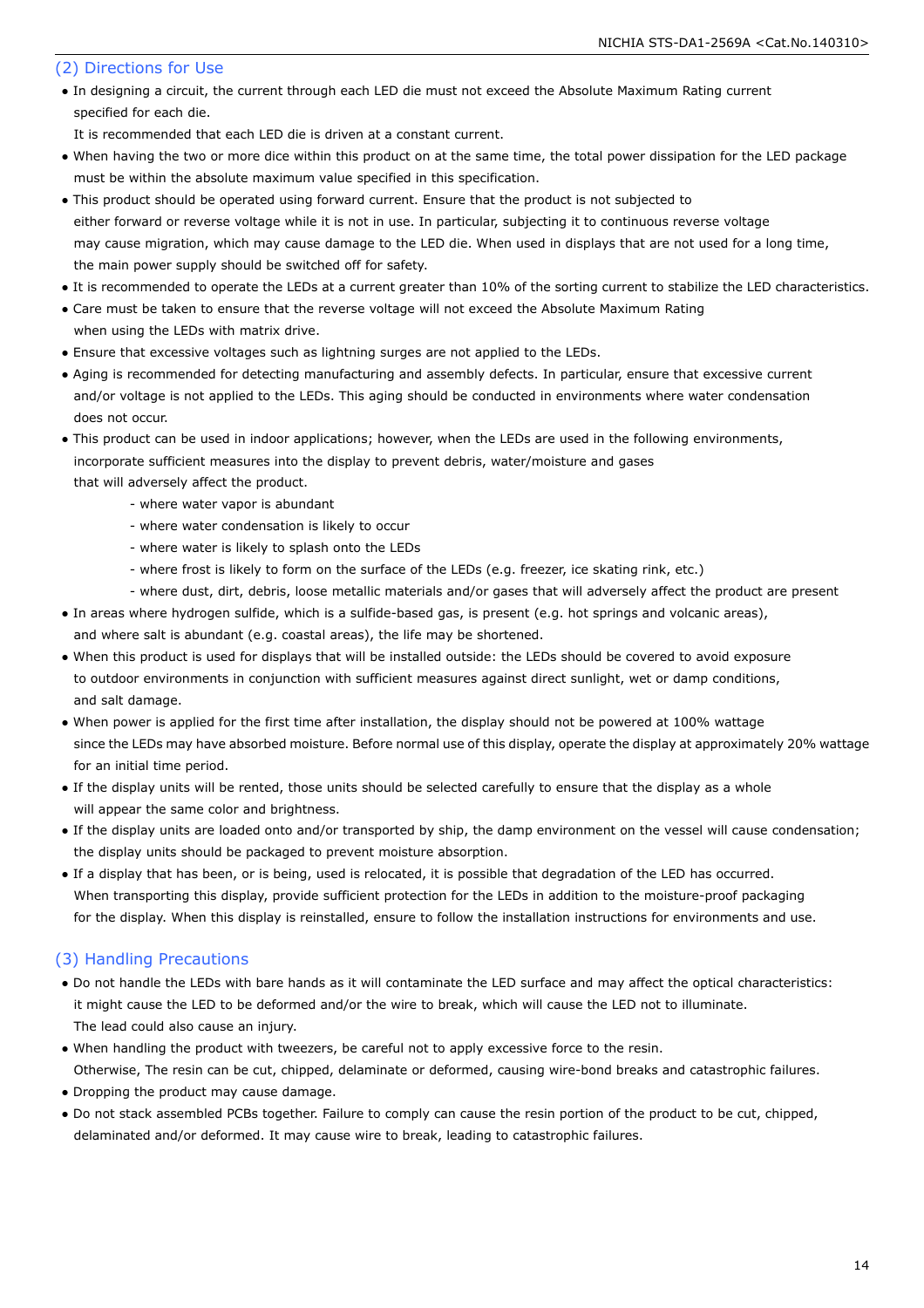## (2) Directions for Use

- In designing a circuit, the current through each LED die must not exceed the Absolute Maximum Rating current specified for each die.
  It is recommended that each LED die is driven at a constant current.
- When having the two or more dice within this product on at the same time, the total power dissipation for the LED package must be within the absolute maximum value specified in this specification.
- This product should be operated using forward current. Ensure that the product is not subjected to either forward or reverse voltage while it is not in use. In particular, subjecting it to continuous reverse voltage may cause migration, which may cause damage to the LED die. When used in displays that are not used for a long time, the main power supply should be switched off for safety.
- It is recommended to operate the LEDs at a current greater than 10% of the sorting current to stabilize the LED characteristics.
- Care must be taken to ensure that the reverse voltage will not exceed the Absolute Maximum Rating when using the LEDs with matrix drive.
- Ensure that excessive voltages such as lightning surges are not applied to the LEDs.
- Aging is recommended for detecting manufacturing and assembly defects. In particular, ensure that excessive current and/or voltage is not applied to the LEDs. This aging should be conducted in environments where water condensation does not occur.
- This product can be used in indoor applications; however, when the LEDs are used in the following environments, incorporate sufficient measures into the display to prevent debris, water/moisture and gases that will adversely affect the product.
  - where water vapor is abundant
  - where water condensation is likely to occur
  - where water is likely to splash onto the LEDs
  - where frost is likely to form on the surface of the LEDs (e.g. freezer, ice skating rink, etc.)
  - where dust, dirt, debris, loose metallic materials and/or gases that will adversely affect the product are present
- In areas where hydrogen sulfide, which is a sulfide-based gas, is present (e.g. hot springs and volcanic areas), and where salt is abundant (e.g. coastal areas), the life may be shortened.
- When this product is used for displays that will be installed outside: the LEDs should be covered to avoid exposure to outdoor environments in conjunction with sufficient measures against direct sunlight, wet or damp conditions, and salt damage.
- When power is applied for the first time after installation, the display should not be powered at 100% wattage since the LEDs may have absorbed moisture. Before normal use of this display, operate the display at approximately 20% wattage for an initial time period.
- If the display units will be rented, those units should be selected carefully to ensure that the display as a whole will appear the same color and brightness.
- If the display units are loaded onto and/or transported by ship, the damp environment on the vessel will cause condensation; the display units should be packaged to prevent moisture absorption.
- If a display that has been, or is being, used is relocated, it is possible that degradation of the LED has occurred. When transporting this display, provide sufficient protection for the LEDs in addition to the moisture-proof packaging for the display. When this display is reinstalled, ensure to follow the installation instructions for environments and use.

## (3) Handling Precautions

- Do not handle the LEDs with bare hands as it will contaminate the LED surface and may affect the optical characteristics: it might cause the LED to be deformed and/or the wire to break, which will cause the LED not to illuminate.
  The lead could also cause an injury.
- When handling the product with tweezers, be careful not to apply excessive force to the resin.
  Otherwise, The resin can be cut, chipped, delaminate or deformed, causing wire-bond breaks and catastrophic failures.
- Dropping the product may cause damage.
- Do not stack assembled PCBs together. Failure to comply can cause the resin portion of the product to be cut, chipped, delaminated and/or deformed. It may cause wire to break, leading to catastrophic failures.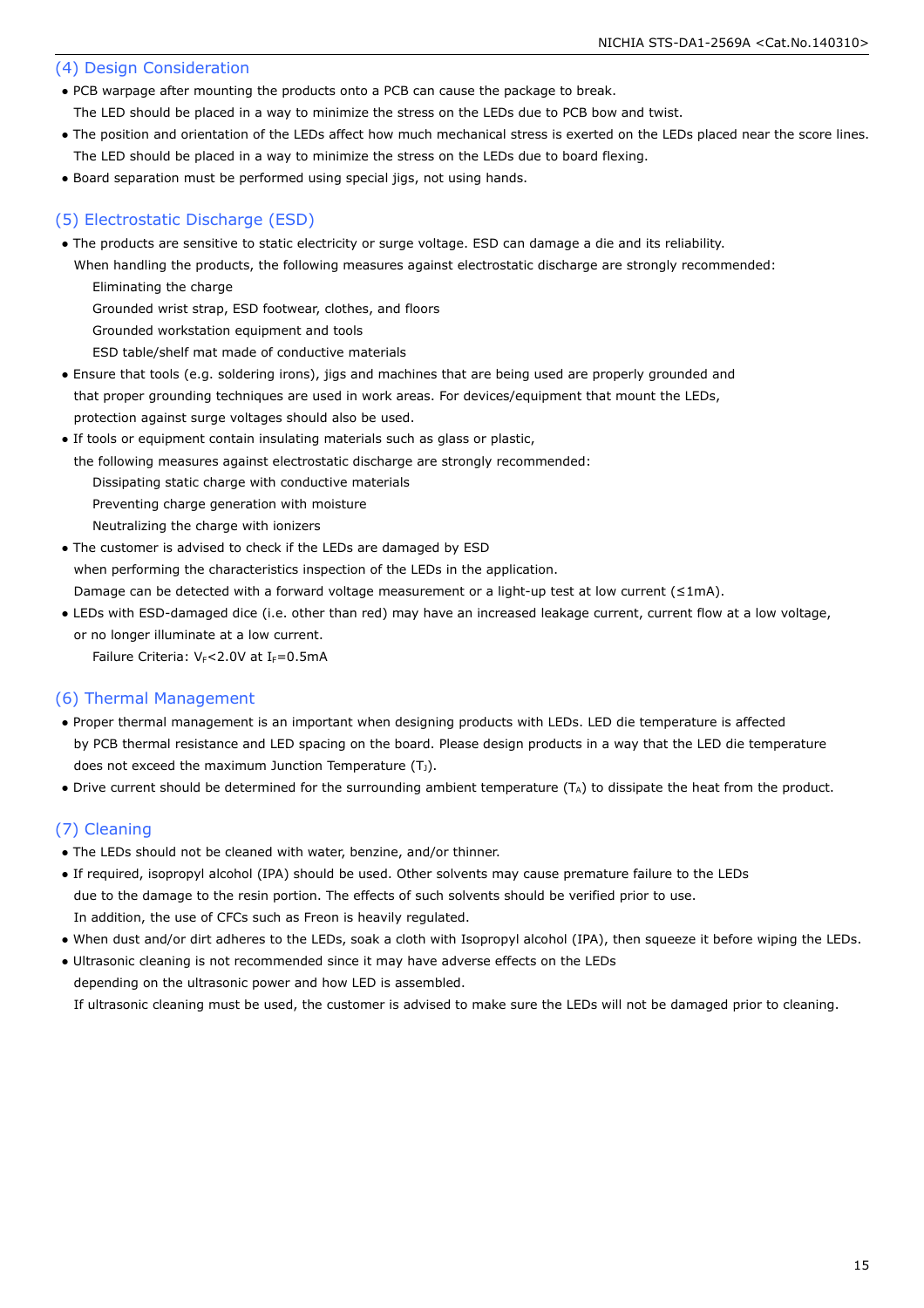## (4) Design Consideration

- PCB warpage after mounting the products onto a PCB can cause the package to break.
  The LED should be placed in a way to minimize the stress on the LEDs due to PCB bow and twist.
- The position and orientation of the LEDs affect how much mechanical stress is exerted on the LEDs placed near the score lines.
  The LED should be placed in a way to minimize the stress on the LEDs due to board flexing.
- Board separation must be performed using special jigs, not using hands.

## (5) Electrostatic Discharge (ESD)

- The products are sensitive to static electricity or surge voltage. ESD can damage a die and its reliability.
  When handling the products, the following measures against electrostatic discharge are strongly recommended:
  - Eliminating the charge
  - Grounded wrist strap, ESD footwear, clothes, and floors
  - Grounded workstation equipment and tools
  - ESD table/shelf mat made of conductive materials
- Ensure that tools (e.g. soldering irons), jigs and machines that are being used are properly grounded and that proper grounding techniques are used in work areas. For devices/equipment that mount the LEDs, protection against surge voltages should also be used.
- If tools or equipment contain insulating materials such as glass or plastic,
  the following measures against electrostatic discharge are strongly recommended:
  - Dissipating static charge with conductive materials
  - Preventing charge generation with moisture
  - Neutralizing the charge with ionizers
- The customer is advised to check if the LEDs are damaged by ESD
  when performing the characteristics inspection of the LEDs in the application.
  Damage can be detected with a forward voltage measurement or a light-up test at low current (≤1mA).
- LEDs with ESD-damaged dice (i.e. other than red) may have an increased leakage current, current flow at a low voltage, or no longer illuminate at a low current.
  - Failure Criteria: $V_F$<2.0V at $I_F$=0.5mA

## (6) Thermal Management

- Proper thermal management is an important when designing products with LEDs. LED die temperature is affected by PCB thermal resistance and LED spacing on the board. Please design products in a way that the LED die temperature does not exceed the maximum Junction Temperature ($T_J$).
- Drive current should be determined for the surrounding ambient temperature ($T_A$) to dissipate the heat from the product.

## (7) Cleaning

- The LEDs should not be cleaned with water, benzine, and/or thinner.
- If required, isopropyl alcohol (IPA) should be used. Other solvents may cause premature failure to the LEDs due to the damage to the resin portion. The effects of such solvents should be verified prior to use.
  In addition, the use of CFCs such as Freon is heavily regulated.
- When dust and/or dirt adheres to the LEDs, soak a cloth with Isopropyl alcohol (IPA), then squeeze it before wiping the LEDs.
- Ultrasonic cleaning is not recommended since it may have adverse effects on the LEDs depending on the ultrasonic power and how LED is assembled.
  If ultrasonic cleaning must be used, the customer is advised to make sure the LEDs will not be damaged prior to cleaning.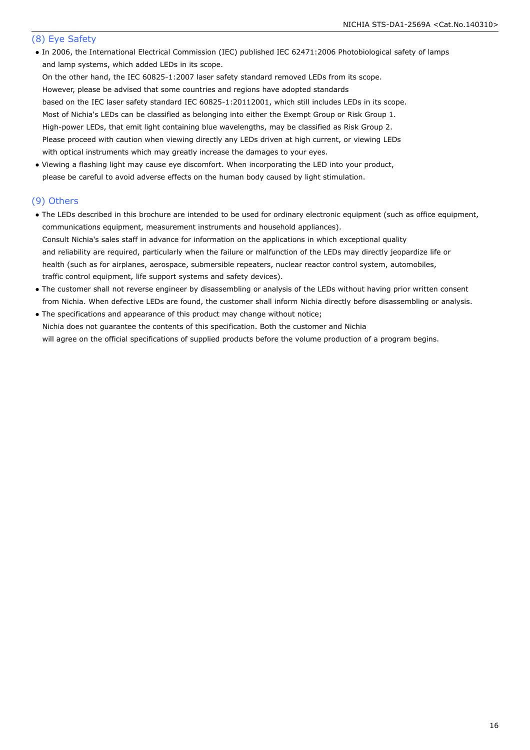## (8) Eye Safety

- In 2006, the International Electrical Commission (IEC) published IEC 62471:2006 Photobiological safety of lamps and lamp systems, which added LEDs in its scope.
  On the other hand, the IEC 60825-1:2007 laser safety standard removed LEDs from its scope.
  However, please be advised that some countries and regions have adopted standards based on the IEC laser safety standard IEC 60825-1:20112001, which still includes LEDs in its scope.
  Most of Nichia's LEDs can be classified as belonging into either the Exempt Group or Risk Group 1.
  High-power LEDs, that emit light containing blue wavelengths, may be classified as Risk Group 2.
  Please proceed with caution when viewing directly any LEDs driven at high current, or viewing LEDs with optical instruments which may greatly increase the damages to your eyes.
- Viewing a flashing light may cause eye discomfort. When incorporating the LED into your product, please be careful to avoid adverse effects on the human body caused by light stimulation.

## (9) Others

- The LEDs described in this brochure are intended to be used for ordinary electronic equipment (such as office equipment, communications equipment, measurement instruments and household appliances).
  Consult Nichia's sales staff in advance for information on the applications in which exceptional quality and reliability are required, particularly when the failure or malfunction of the LEDs may directly jeopardize life or health (such as for airplanes, aerospace, submersible repeaters, nuclear reactor control system, automobiles, traffic control equipment, life support systems and safety devices).
- The customer shall not reverse engineer by disassembling or analysis of the LEDs without having prior written consent from Nichia. When defective LEDs are found, the customer shall inform Nichia directly before disassembling or analysis.
- The specifications and appearance of this product may change without notice;
  Nichia does not guarantee the contents of this specification. Both the customer and Nichia will agree on the official specifications of supplied products before the volume production of a program begins.